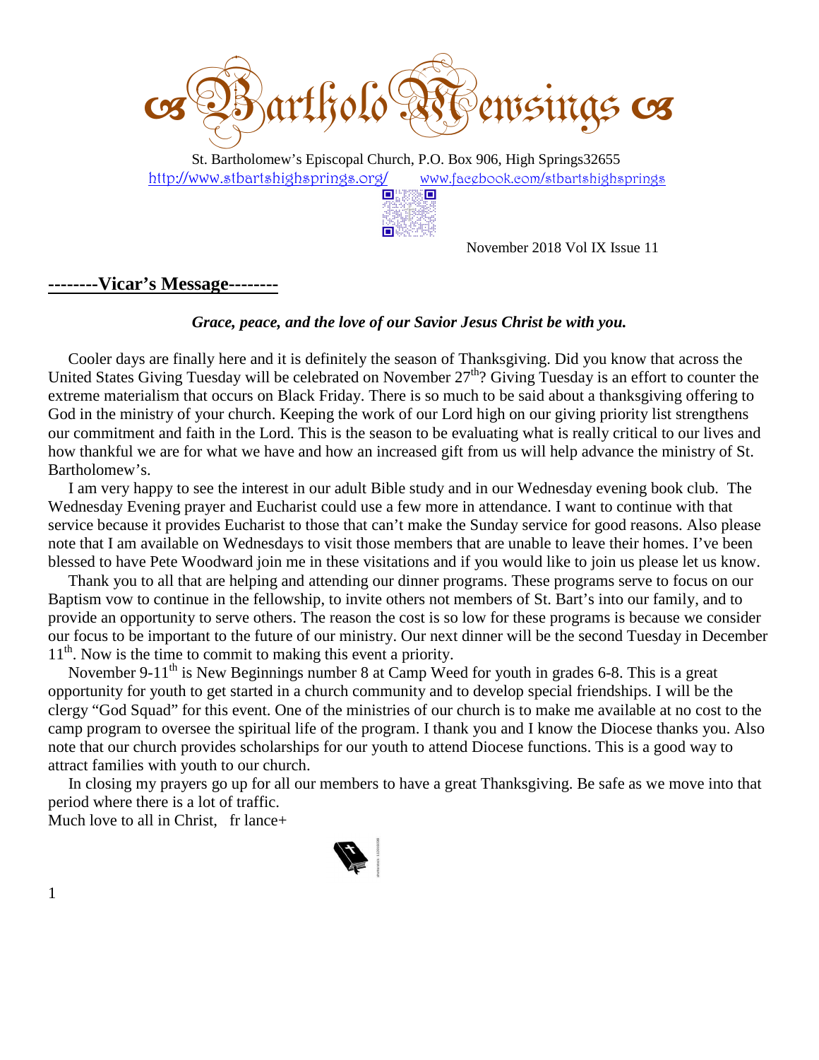# BartholoMewsings

St. Bartholomew's Episcopal Church, P.O. Box 906, High Springs32655
http://www.stbartshighsprings.org/ www.facebook.com/stbartshighsprings

November 2018 Vol IX Issue 11

## --------Vicar's Message--------

***Grace, peace, and the love of our Savior Jesus Christ be with you.***

Cooler days are finally here and it is definitely the season of Thanksgiving. Did you know that across the United States Giving Tuesday will be celebrated on November 27th? Giving Tuesday is an effort to counter the extreme materialism that occurs on Black Friday. There is so much to be said about a thanksgiving offering to God in the ministry of your church. Keeping the work of our Lord high on our giving priority list strengthens our commitment and faith in the Lord. This is the season to be evaluating what is really critical to our lives and how thankful we are for what we have and how an increased gift from us will help advance the ministry of St. Bartholomew's.

I am very happy to see the interest in our adult Bible study and in our Wednesday evening book club. The Wednesday Evening prayer and Eucharist could use a few more in attendance. I want to continue with that service because it provides Eucharist to those that can't make the Sunday service for good reasons. Also please note that I am available on Wednesdays to visit those members that are unable to leave their homes. I've been blessed to have Pete Woodward join me in these visitations and if you would like to join us please let us know.

Thank you to all that are helping and attending our dinner programs. These programs serve to focus on our Baptism vow to continue in the fellowship, to invite others not members of St. Bart's into our family, and to provide an opportunity to serve others. The reason the cost is so low for these programs is because we consider our focus to be important to the future of our ministry. Our next dinner will be the second Tuesday in December 11th. Now is the time to commit to making this event a priority.

November 9-11th is New Beginnings number 8 at Camp Weed for youth in grades 6-8. This is a great opportunity for youth to get started in a church community and to develop special friendships. I will be the clergy "God Squad" for this event. One of the ministries of our church is to make me available at no cost to the camp program to oversee the spiritual life of the program. I thank you and I know the Diocese thanks you. Also note that our church provides scholarships for our youth to attend Diocese functions. This is a good way to attract families with youth to our church.

In closing my prayers go up for all our members to have a great Thanksgiving. Be safe as we move into that period where there is a lot of traffic.
Much love to all in Christ, fr lance+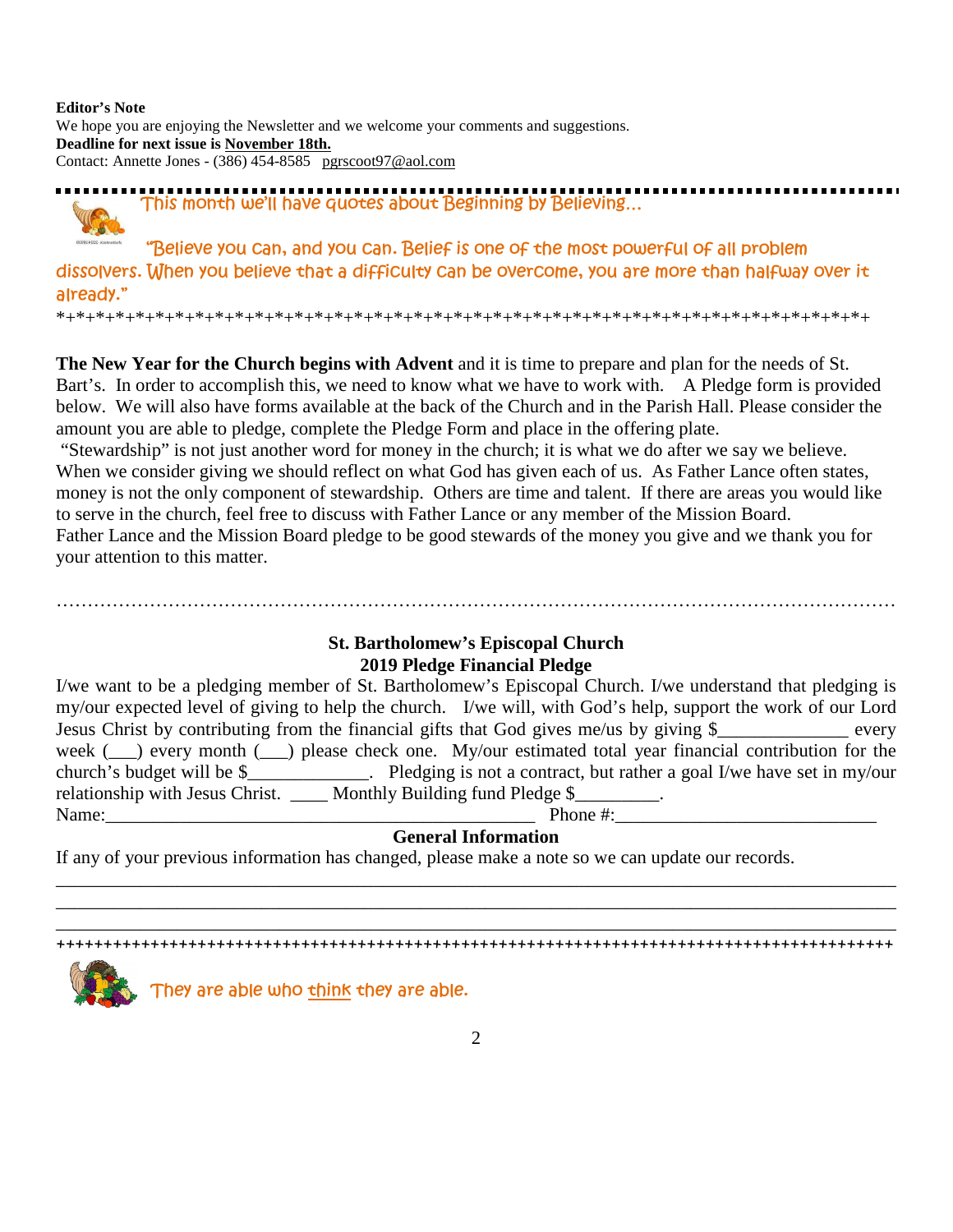**Editor's Note**

We hope you are enjoying the Newsletter and we welcome your comments and suggestions.

**Deadline for next issue is November 18th.**

Contact: Annette Jones - (386) 454-8585 pgrscoot97@aol.com

This month we'll have quotes about Beginning by Believing…

"Believe you can, and you can. Belief is one of the most powerful of all problem dissolvers. When you believe that a difficulty can be overcome, you are more than halfway over it already."

*+*+*+*+*+*+*+*+*+*+*+*+*+*+*+*+*+*+*+*+*+*+*+*+*+*+*+*+*+*+*+*+*+*+*+*+*+*+*+*+*+*+

**The New Year for the Church begins with Advent** and it is time to prepare and plan for the needs of St. Bart's. In order to accomplish this, we need to know what we have to work with. A Pledge form is provided below. We will also have forms available at the back of the Church and in the Parish Hall. Please consider the amount you are able to pledge, complete the Pledge Form and place in the offering plate.

"Stewardship" is not just another word for money in the church; it is what we do after we say we believe. When we consider giving we should reflect on what God has given each of us. As Father Lance often states, money is not the only component of stewardship. Others are time and talent. If there are areas you would like to serve in the church, feel free to discuss with Father Lance or any member of the Mission Board.

Father Lance and the Mission Board pledge to be good stewards of the money you give and we thank you for your attention to this matter.

…………………………………………………………………………………………………………………

**St. Bartholomew's Episcopal Church**
**2019 Pledge Financial Pledge**

I/we want to be a pledging member of St. Bartholomew's Episcopal Church. I/we understand that pledging is my/our expected level of giving to help the church. I/we will, with God's help, support the work of our Lord Jesus Christ by contributing from the financial gifts that God gives me/us by giving $_____________ every week (___) every month (___) please check one. My/our estimated total year financial contribution for the church's budget will be $_____________. Pledging is not a contract, but rather a goal I/we have set in my/our relationship with Jesus Christ. ____ Monthly Building fund Pledge $_________.

Name:_______________________________________________ Phone #:___________________________

**General Information**

If any of your previous information has changed, please make a note so we can update our records.

_____________________________________________________________________________________

_____________________________________________________________________________________

_____________________________________________________________________________________

+++++++++++++++++++++++++++++++++++++++++++++++++++++++++++++++++++++++++++++++++++

They are able who think they are able.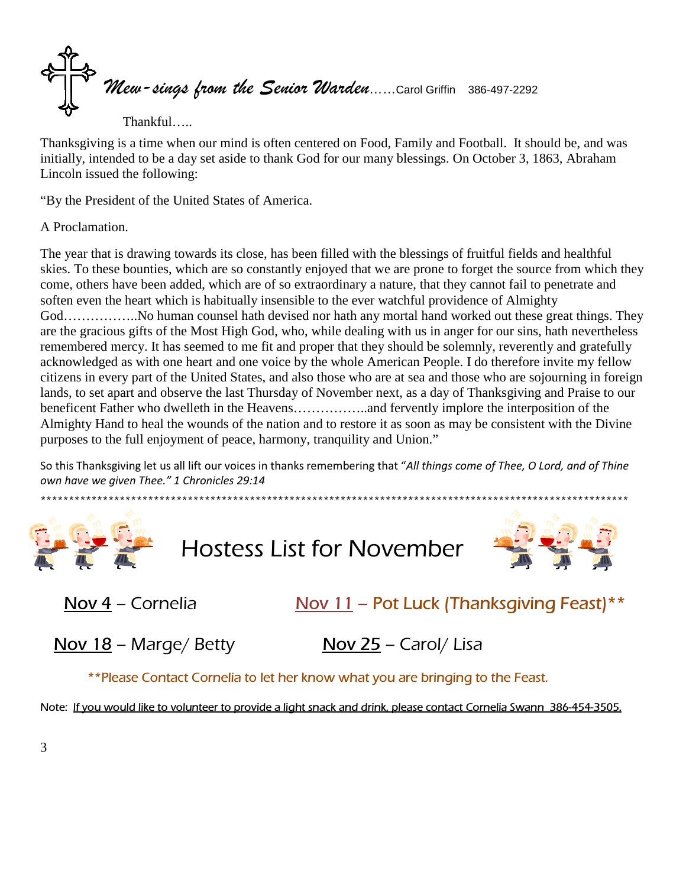## *Mew-sings from the Senior Warden*……Carol Griffin 386-497-2292

Thankful…..

Thanksgiving is a time when our mind is often centered on Food, Family and Football. It should be, and was initially, intended to be a day set aside to thank God for our many blessings. On October 3, 1863, Abraham Lincoln issued the following:

"By the President of the United States of America.

A Proclamation.

The year that is drawing towards its close, has been filled with the blessings of fruitful fields and healthful skies. To these bounties, which are so constantly enjoyed that we are prone to forget the source from which they come, others have been added, which are of so extraordinary a nature, that they cannot fail to penetrate and soften even the heart which is habitually insensible to the ever watchful providence of Almighty God……………..No human counsel hath devised nor hath any mortal hand worked out these great things. They are the gracious gifts of the Most High God, who, while dealing with us in anger for our sins, hath nevertheless remembered mercy. It has seemed to me fit and proper that they should be solemnly, reverently and gratefully acknowledged as with one heart and one voice by the whole American People. I do therefore invite my fellow citizens in every part of the United States, and also those who are at sea and those who are sojourning in foreign lands, to set apart and observe the last Thursday of November next, as a day of Thanksgiving and Praise to our beneficent Father who dwelleth in the Heavens……………..and fervently implore the interposition of the Almighty Hand to heal the wounds of the nation and to restore it as soon as may be consistent with the Divine purposes to the full enjoyment of peace, harmony, tranquility and Union."

So this Thanksgiving let us all lift our voices in thanks remembering that "*All things come of Thee, O Lord, and of Thine own have we given Thee." 1 Chronicles 29:14*

*************************************************************************************************************

## Hostess List for November

Nov 4 – Cornelia

Nov 11 – Pot Luck (Thanksgiving Feast)**

Nov 18 – Marge/ Betty

Nov 25 – Carol/ Lisa

**Please Contact Cornelia to let her know what you are bringing to the Feast.

Note: If you would like to volunteer to provide a light snack and drink, please contact Cornelia Swann 386-454-3505.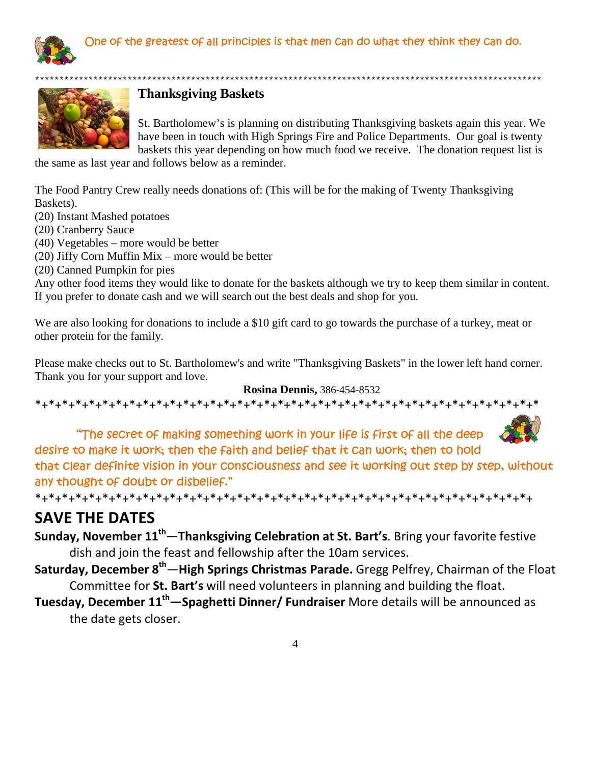One of the greatest of all principles is that men can do what they think they can do.

*********************************************************************************************************************

## Thanksgiving Baskets

St. Bartholomew's is planning on distributing Thanksgiving baskets again this year. We have been in touch with High Springs Fire and Police Departments. Our goal is twenty baskets this year depending on how much food we receive. The donation request list is the same as last year and follows below as a reminder.

The Food Pantry Crew really needs donations of: (This will be for the making of Twenty Thanksgiving Baskets).
(20) Instant Mashed potatoes
(20) Cranberry Sauce
(40) Vegetables – more would be better
(20) Jiffy Corn Muffin Mix – more would be better
(20) Canned Pumpkin for pies
Any other food items they would like to donate for the baskets although we try to keep them similar in content. If you prefer to donate cash and we will search out the best deals and shop for you.

We are also looking for donations to include a $10 gift card to go towards the purchase of a turkey, meat or other protein for the family.

Please make checks out to St. Bartholomew's and write "Thanksgiving Baskets" in the lower left hand corner. Thank you for your support and love.

**Rosina Dennis,** 386-454-8532

*+*+*+*+*+*+*+*+*+*+*+*+*+*+*+*+*+*+*+*+*+*+*+*+*+*+*+*+*+*+*+*+*+*+*+*+*+*+*+*

"The secret of making something work in your life is first of all the deep desire to make it work; then the faith and belief that it can work; then to hold that clear definite vision in your consciousness and see it working out step by step, without any thought of doubt or disbelief."

*+*+*+*+*+*+*+*+*+*+*+*+*+*+*+*+*+*+*+*+*+*+*+*+*+*+*+*+*+*+*+*+*+*+*+*+*+*+*+

# SAVE THE DATES

**Sunday, November 11th—Thanksgiving Celebration at St. Bart's**. Bring your favorite festive dish and join the feast and fellowship after the 10am services.

**Saturday, December 8th—High Springs Christmas Parade.** Gregg Pelfrey, Chairman of the Float Committee for **St. Bart's** will need volunteers in planning and building the float.

**Tuesday, December 11th—Spaghetti Dinner/ Fundraiser** More details will be announced as the date gets closer.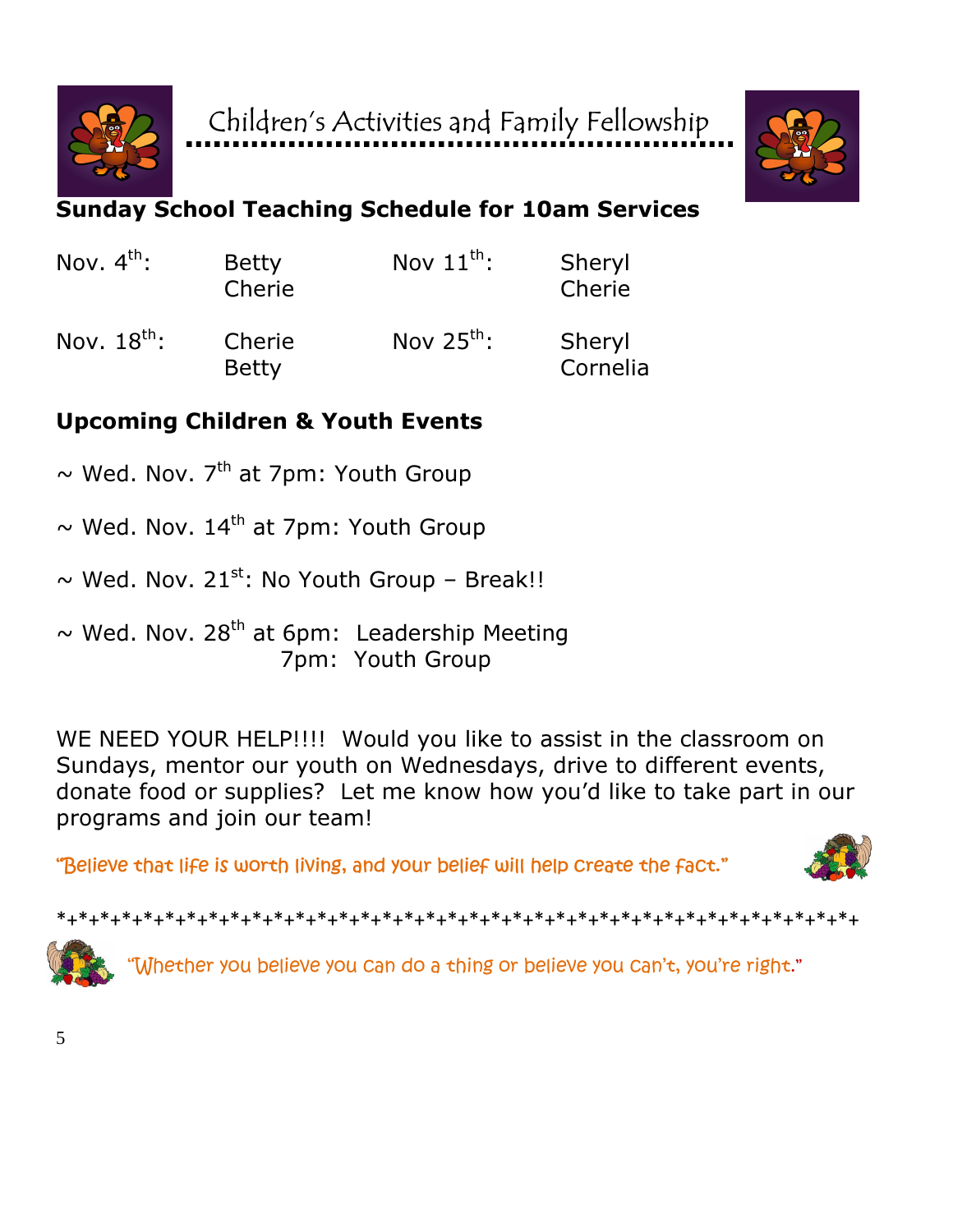# Children's Activities and Family Fellowship

## Sunday School Teaching Schedule for 10am Services

| | | | |
|---|---|---|---|
| Nov. 4th: | Betty<br>Cherie | Nov 11th: | Sheryl<br>Cherie |
| Nov. 18th: | Cherie<br>Betty | Nov 25th: | Sheryl<br>Cornelia |

## Upcoming Children & Youth Events

~ Wed. Nov. 7th at 7pm: Youth Group

~ Wed. Nov. 14th at 7pm: Youth Group

~ Wed. Nov. 21st: No Youth Group – Break!!

~ Wed. Nov. 28th at 6pm: Leadership Meeting
7pm: Youth Group

WE NEED YOUR HELP!!!! Would you like to assist in the classroom on Sundays, mentor our youth on Wednesdays, drive to different events, donate food or supplies? Let me know how you'd like to take part in our programs and join our team!

"Believe that life is worth living, and your belief will help create the fact."

*+*+*+*+*+*+*+*+*+*+*+*+*+*+*+*+*+*+*+*+*+*+*+*+*+*+*+*+*+*+*+*+*+*+*+*+*+*+*+*+*+*+

"Whether you believe you can do a thing or believe you can't, you're right."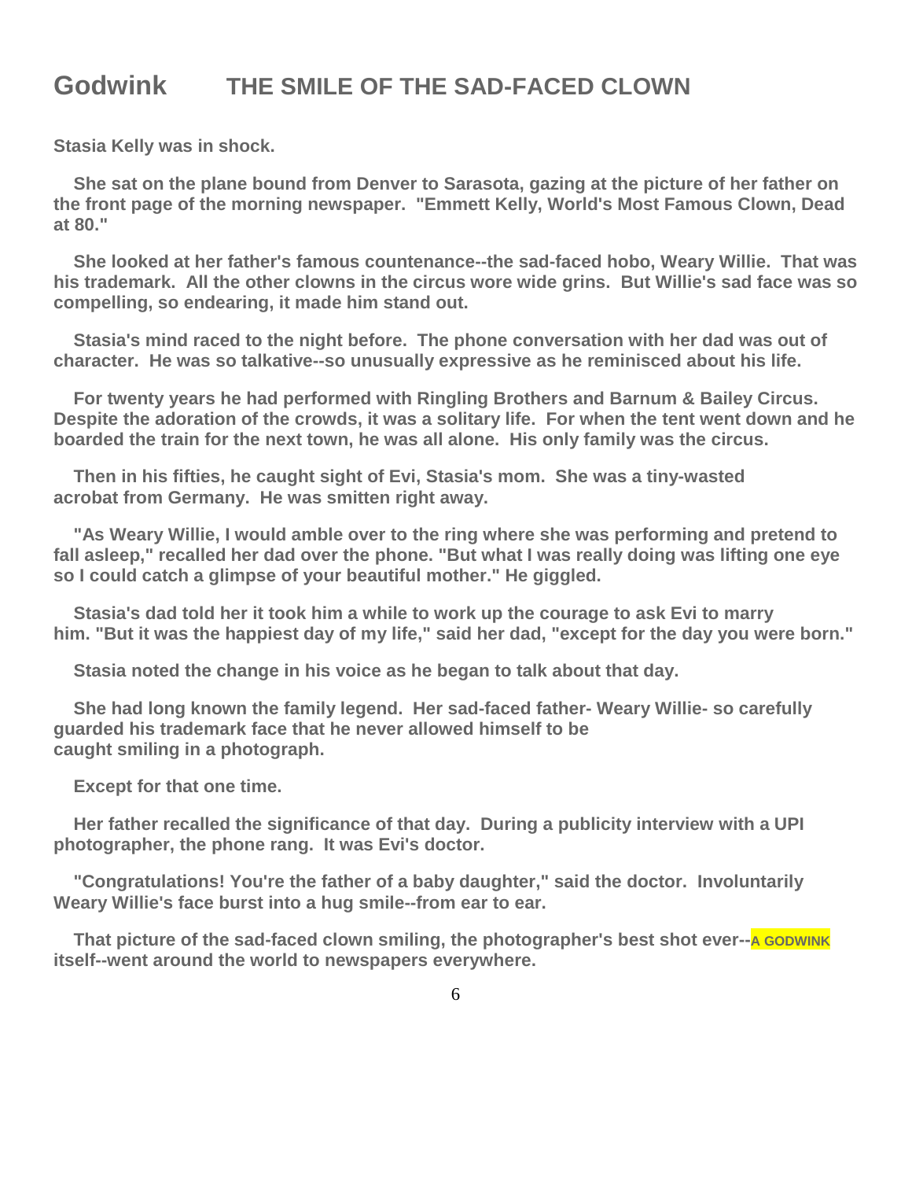# Godwink THE SMILE OF THE SAD-FACED CLOWN

**Stasia Kelly was in shock.**

**She sat on the plane bound from Denver to Sarasota, gazing at the picture of her father on the front page of the morning newspaper. "Emmett Kelly, World's Most Famous Clown, Dead at 80."**

**She looked at her father's famous countenance--the sad-faced hobo, Weary Willie. That was his trademark. All the other clowns in the circus wore wide grins. But Willie's sad face was so compelling, so endearing, it made him stand out.**

**Stasia's mind raced to the night before. The phone conversation with her dad was out of character. He was so talkative--so unusually expressive as he reminisced about his life.**

**For twenty years he had performed with Ringling Brothers and Barnum & Bailey Circus. Despite the adoration of the crowds, it was a solitary life. For when the tent went down and he boarded the train for the next town, he was all alone. His only family was the circus.**

**Then in his fifties, he caught sight of Evi, Stasia's mom. She was a tiny-wasted acrobat from Germany. He was smitten right away.**

**"As Weary Willie, I would amble over to the ring where she was performing and pretend to fall asleep," recalled her dad over the phone. "But what I was really doing was lifting one eye so I could catch a glimpse of your beautiful mother." He giggled.**

**Stasia's dad told her it took him a while to work up the courage to ask Evi to marry him. "But it was the happiest day of my life," said her dad, "except for the day you were born."**

**Stasia noted the change in his voice as he began to talk about that day.**

**She had long known the family legend. Her sad-faced father- Weary Willie- so carefully guarded his trademark face that he never allowed himself to be caught smiling in a photograph.**

**Except for that one time.**

**Her father recalled the significance of that day. During a publicity interview with a UPI photographer, the phone rang. It was Evi's doctor.**

**"Congratulations! You're the father of a baby daughter," said the doctor. Involuntarily Weary Willie's face burst into a hug smile--from ear to ear.**

**That picture of the sad-faced clown smiling, the photographer's best shot ever--A GODWINK itself--went around the world to newspapers everywhere.**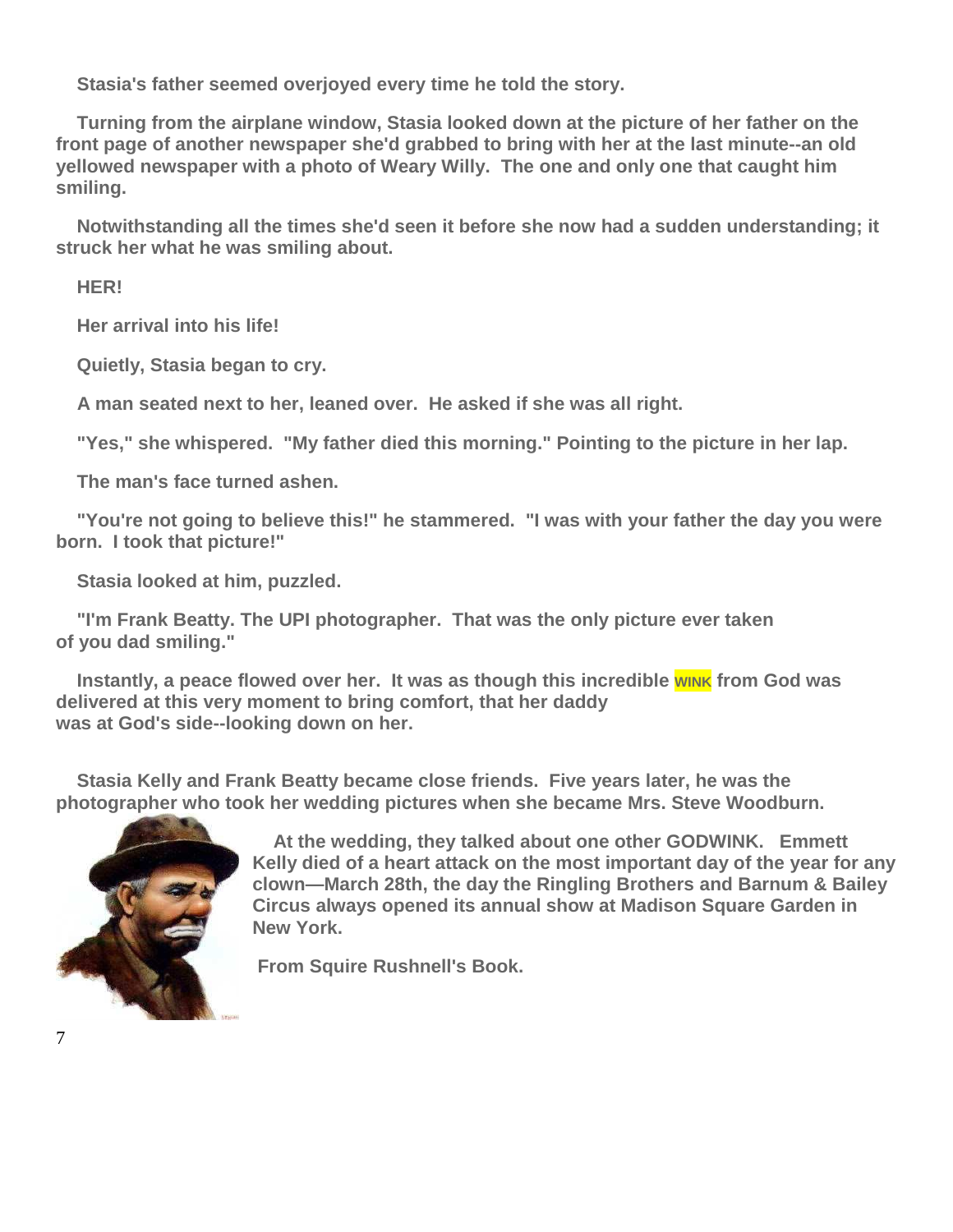**Stasia's father seemed overjoyed every time he told the story.**

**Turning from the airplane window, Stasia looked down at the picture of her father on the front page of another newspaper she'd grabbed to bring with her at the last minute--an old yellowed newspaper with a photo of Weary Willy. The one and only one that caught him smiling.**

**Notwithstanding all the times she'd seen it before she now had a sudden understanding; it struck her what he was smiling about.**

**HER!**

**Her arrival into his life!**

**Quietly, Stasia began to cry.**

**A man seated next to her, leaned over. He asked if she was all right.**

**"Yes," she whispered. "My father died this morning." Pointing to the picture in her lap.**

**The man's face turned ashen.**

**"You're not going to believe this!" he stammered. "I was with your father the day you were born. I took that picture!"**

**Stasia looked at him, puzzled.**

**"I'm Frank Beatty. The UPI photographer. That was the only picture ever taken of you dad smiling."**

**Instantly, a peace flowed over her. It was as though this incredible WINK from God was delivered at this very moment to bring comfort, that her daddy was at God's side--looking down on her.**

**Stasia Kelly and Frank Beatty became close friends. Five years later, he was the photographer who took her wedding pictures when she became Mrs. Steve Woodburn.**

**At the wedding, they talked about one other GODWINK. Emmett Kelly died of a heart attack on the most important day of the year for any clown—March 28th, the day the Ringling Brothers and Barnum & Bailey Circus always opened its annual show at Madison Square Garden in New York.**

**From Squire Rushnell's Book.**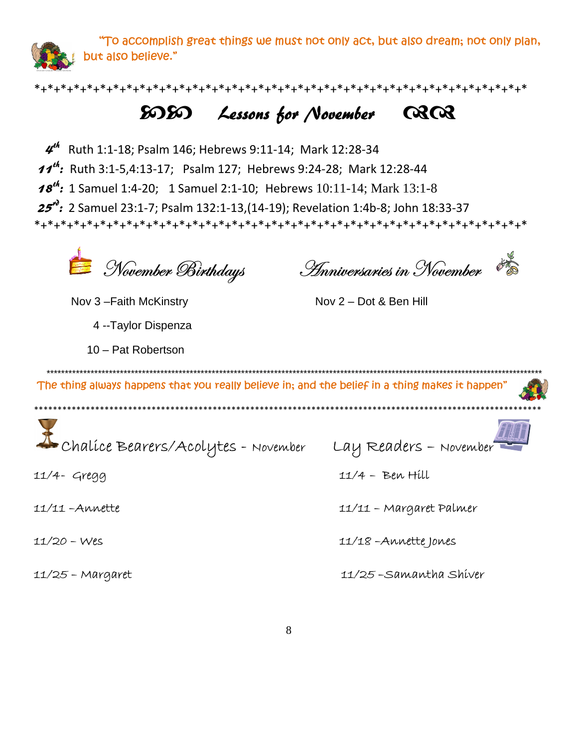"To accomplish great things we must not only act, but also dream; not only plan, but also believe."

*+*+*+*+*+*+*+*+*+*+*+*+*+*+*+*+*+*+*+*+*+*+*+*+*+*+*+*+*+*+*+*+*+*+*+*+*+*+*+*

## Lessons for November

**4th** Ruth 1:1-18; Psalm 146; Hebrews 9:11-14; Mark 12:28-34

**11th:** Ruth 3:1-5,4:13-17; Psalm 127; Hebrews 9:24-28; Mark 12:28-44

**18th:** 1 Samuel 1:4-20; 1 Samuel 2:1-10; Hebrews 10:11-14; Mark 13:1-8

**25rd:** 2 Samuel 23:1-7; Psalm 132:1-13,(14-19); Revelation 1:4b-8; John 18:33-37

*+*+*+*+*+*+*+*+*+*+*+*+*+*+*+*+*+*+*+*+*+*+*+*+*+*+*+*+*+*+*+*+*+*+*+*+*+*+*+*

### November Birthdays

Nov 3 –Faith McKinstry

4 --Taylor Dispenza

10 – Pat Robertson

### Anniversaries in November

Nov 2 – Dot & Ben Hill

*************************************************************************************

The thing always happens that you really believe in; and the belief in a thing makes it happen"

*************************************************************************************

### Chalice Bearers/Acolytes - November

11/4- Gregg

11/11 –Annette

11/20 – Wes

11/25 – Margaret

### Lay Readers – November

11/4 – Ben Hill

11/11 – Margaret Palmer

11/18 –Annette Jones

11/25 –Samantha Shiver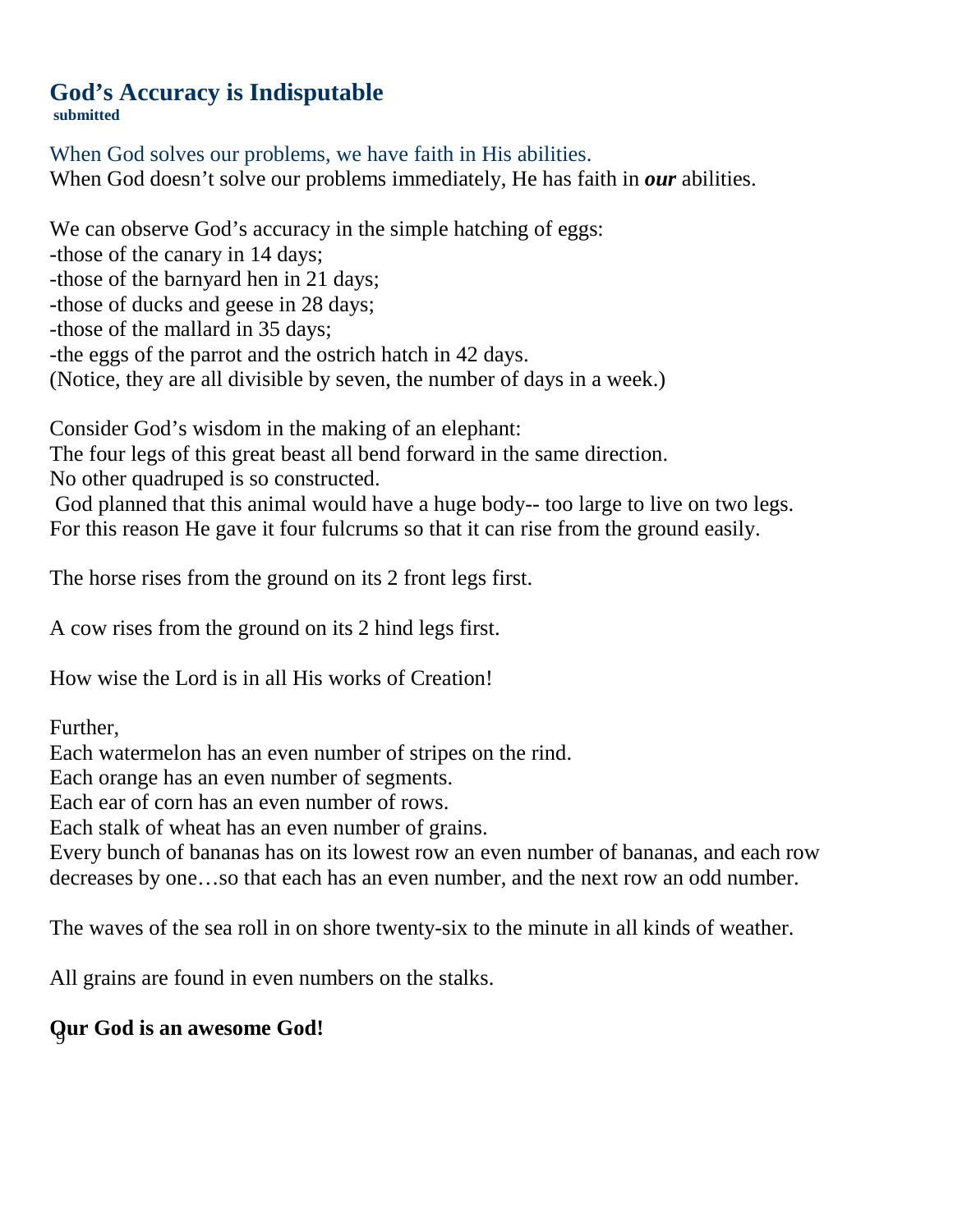## God’s Accuracy is Indisputable

**submitted**

When God solves our problems, we have faith in His abilities.
When God doesn’t solve our problems immediately, He has faith in ***our*** abilities.

We can observe God’s accuracy in the simple hatching of eggs:
-those of the canary in 14 days;
-those of the barnyard hen in 21 days;
-those of ducks and geese in 28 days;
-those of the mallard in 35 days;
-the eggs of the parrot and the ostrich hatch in 42 days.
(Notice, they are all divisible by seven, the number of days in a week.)

Consider God’s wisdom in the making of an elephant:
The four legs of this great beast all bend forward in the same direction.
No other quadruped is so constructed.
God planned that this animal would have a huge body-- too large to live on two legs.
For this reason He gave it four fulcrums so that it can rise from the ground easily.

The horse rises from the ground on its 2 front legs first.

A cow rises from the ground on its 2 hind legs first.

How wise the Lord is in all His works of Creation!

Further,
Each watermelon has an even number of stripes on the rind.
Each orange has an even number of segments.
Each ear of corn has an even number of rows.
Each stalk of wheat has an even number of grains.
Every bunch of bananas has on its lowest row an even number of bananas, and each row decreases by one…so that each has an even number, and the next row an odd number.

The waves of the sea roll in on shore twenty-six to the minute in all kinds of weather.

All grains are found in even numbers on the stalks.

**Our God is an awesome God!**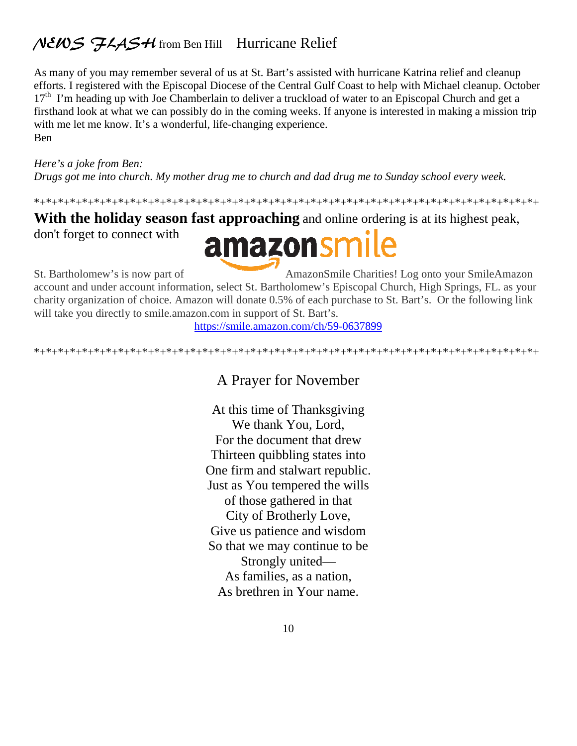## NEWS FLASH from Ben Hill Hurricane Relief

As many of you may remember several of us at St. Bart's assisted with hurricane Katrina relief and cleanup efforts. I registered with the Episcopal Diocese of the Central Gulf Coast to help with Michael cleanup. October 17th I'm heading up with Joe Chamberlain to deliver a truckload of water to an Episcopal Church and get a firsthand look at what we can possibly do in the coming weeks. If anyone is interested in making a mission trip with me let me know. It's a wonderful, life-changing experience.
Ben

*Here's a joke from Ben:*
*Drugs got me into church. My mother drug me to church and dad drug me to Sunday school every week.*

*+*+*+*+*+*+*+*+*+*+*+*+*+*+*+*+*+*+*+*+*+*+*+*+*+*+*+*+*+*+*+*+*+*+*+*+*+*+*+*+*+*+*+*+*+*+*+

**With the holiday season fast approaching** and online ordering is at its highest peak, don't forget to connect with amazonsmile

St. Bartholomew's is now part of AmazonSmile Charities! Log onto your SmileAmazon account and under account information, select St. Bartholomew's Episcopal Church, High Springs, FL. as your charity organization of choice. Amazon will donate 0.5% of each purchase to St. Bart's. Or the following link will take you directly to smile.amazon.com in support of St. Bart's.

https://smile.amazon.com/ch/59-0637899

*+*+*+*+*+*+*+*+*+*+*+*+*+*+*+*+*+*+*+*+*+*+*+*+*+*+*+*+*+*+*+*+*+*+*+*+*+*+*+*+*+*+*+*+*+*+*+

## A Prayer for November

At this time of Thanksgiving
We thank You, Lord,
For the document that drew
Thirteen quibbling states into
One firm and stalwart republic.
Just as You tempered the wills
of those gathered in that
City of Brotherly Love,
Give us patience and wisdom
So that we may continue to be
Strongly united—
As families, as a nation,
As brethren in Your name.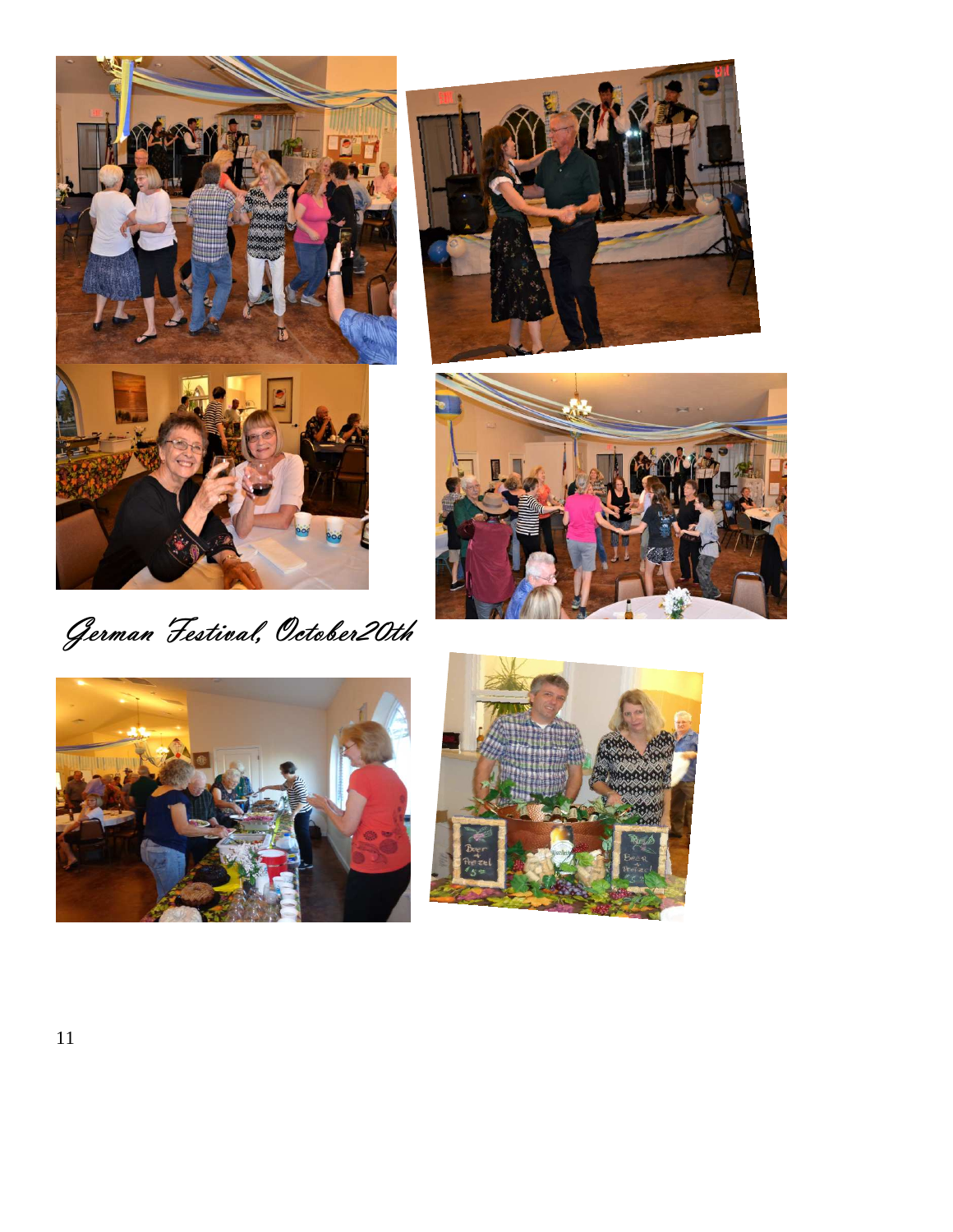*German Festival, October20th*